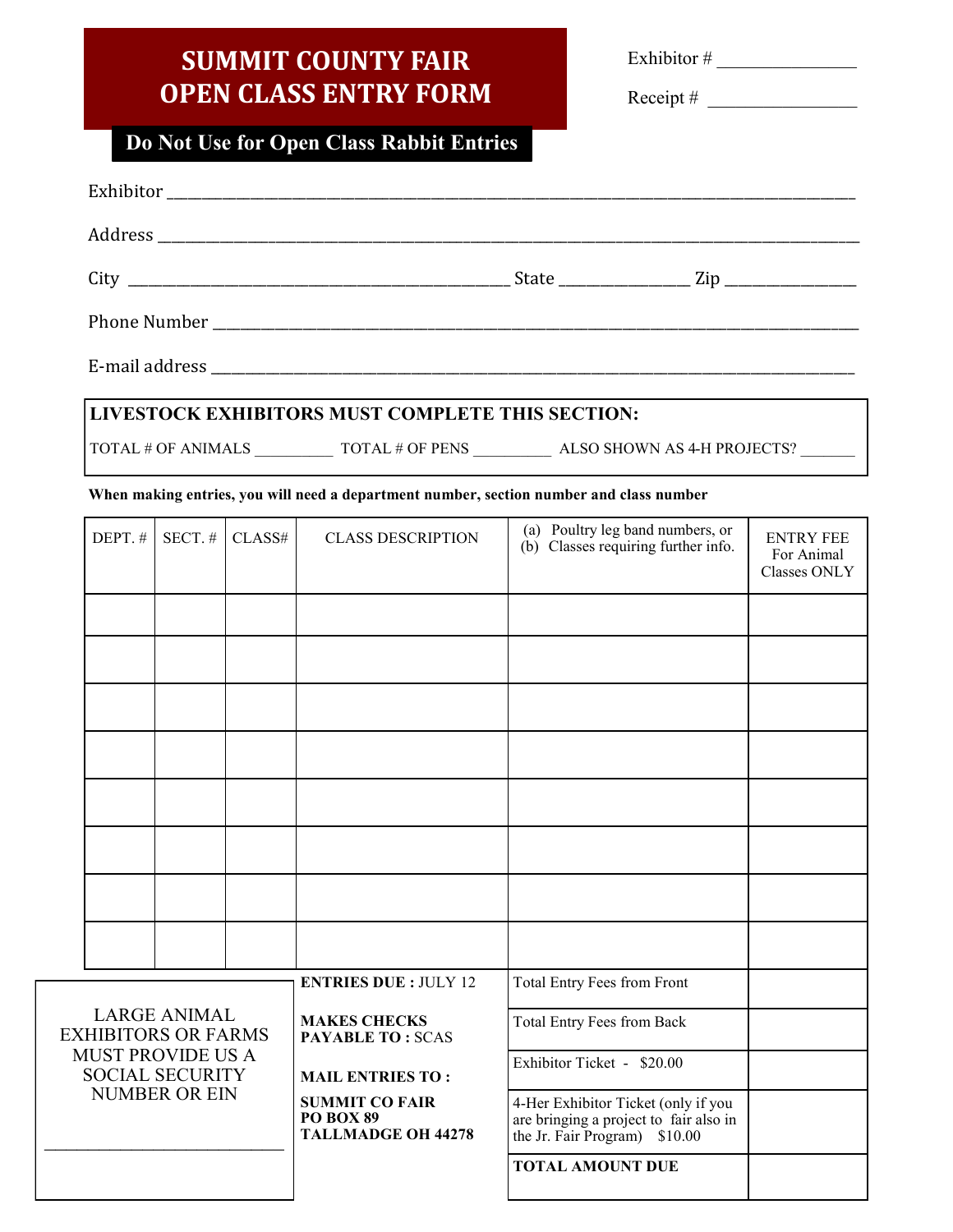# SUMMIT COUNTY FAIR
# OPEN CLASS ENTRY FORM

**Do Not Use for Open Class Rabbit Entries**

Exhibitor # _______________

Receipt # ________________

Exhibitor ____________________________________________________________________

Address ______________________________________________________________________

City ________________________________ State ______________ Zip ______________

Phone Number _________________________________________________________________

E-mail address _______________________________________________________________

**LIVESTOCK EXHIBITORS MUST COMPLETE THIS SECTION:**

TOTAL # OF ANIMALS __________ TOTAL # OF PENS __________ ALSO SHOWN AS 4-H PROJECTS? _______

**When making entries, you will need a department number, section number and class number**

| DEPT. # | SECT. # | CLASS# | CLASS DESCRIPTION | (a) Poultry leg band numbers, or (b) Classes requiring further info. | ENTRY FEE For Animal Classes ONLY |
|---|---|---|---|---|---|
| | | | | | |
| | | | | | |
| | | | | | |
| | | | | | |
| | | | | | |
| | | | | | |
| | | | | | |
| | | | | | |

LARGE ANIMAL EXHIBITORS OR FARMS MUST PROVIDE US A SOCIAL SECURITY NUMBER OR EIN

______________________________

**ENTRIES DUE :** JULY 12

**MAKES CHECKS PAYABLE TO :** SCAS

**MAIL ENTRIES TO :**

**SUMMIT CO FAIR**
**PO BOX 89**
**TALLMADGE OH 44278**

| | |
|---|---|
| Total Entry Fees from Front | |
| Total Entry Fees from Back | |
| Exhibitor Ticket - $20.00 | |
| 4-Her Exhibitor Ticket (only if you are bringing a project to fair also in the Jr. Fair Program) $10.00 | |
| **TOTAL AMOUNT DUE** | |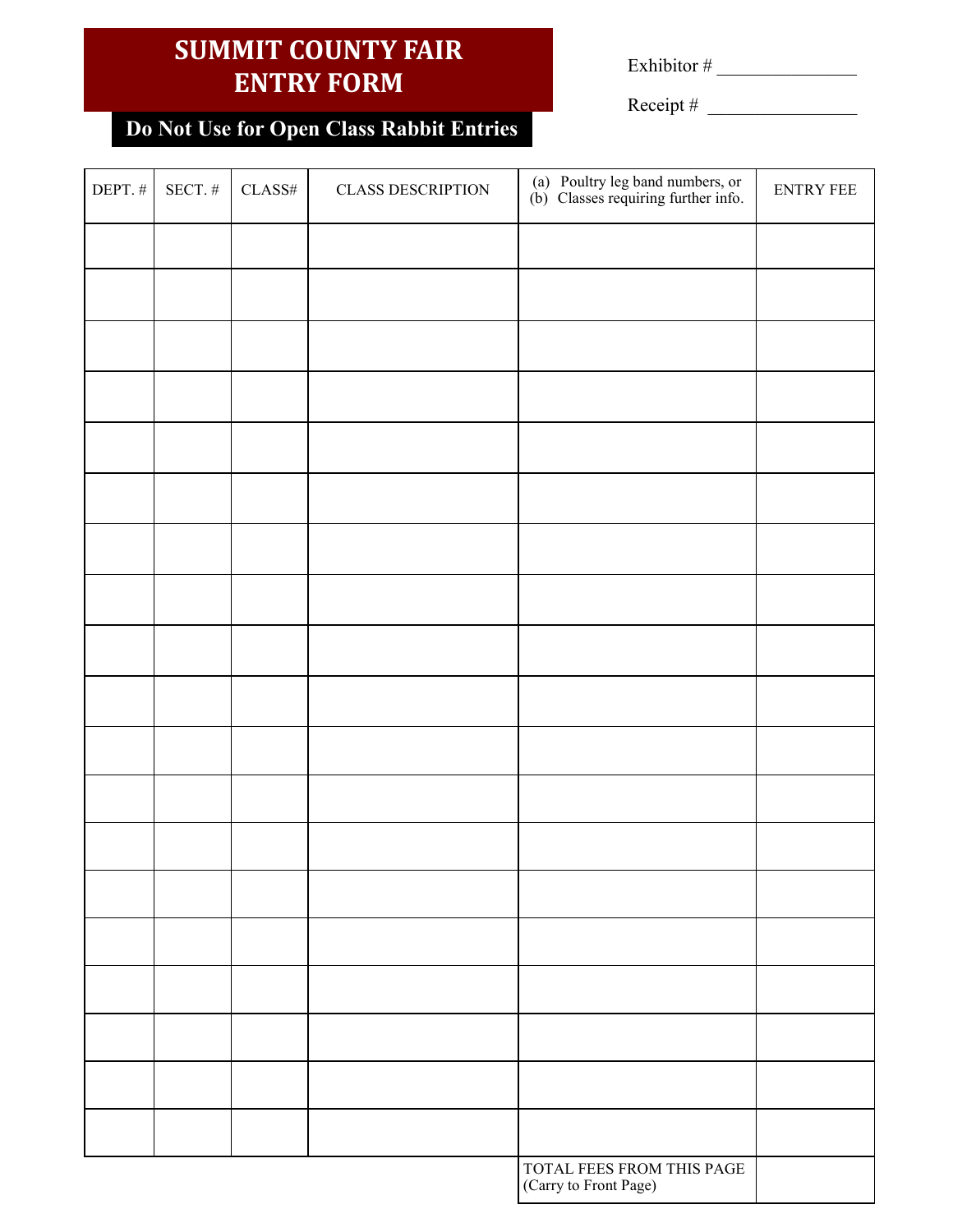# SUMMIT COUNTY FAIR ENTRY FORM

**Do Not Use for Open Class Rabbit Entries**

Exhibitor # _______________

Receipt # ________________

| DEPT. # | SECT. # | CLASS# | CLASS DESCRIPTION | (a) Poultry leg band numbers, or (b) Classes requiring further info. | ENTRY FEE |
|---|---|---|---|---|---|
| | | | | | |
| | | | | | |
| | | | | | |
| | | | | | |
| | | | | | |
| | | | | | |
| | | | | | |
| | | | | | |
| | | | | | |
| | | | | | |
| | | | | | |
| | | | | | |
| | | | | | |
| | | | | | |
| | | | | | |
| | | | | | |
| | | | | | |
| | | | | | |
| | | | | | |
| | | | | TOTAL FEES FROM THIS PAGE (Carry to Front Page) | |